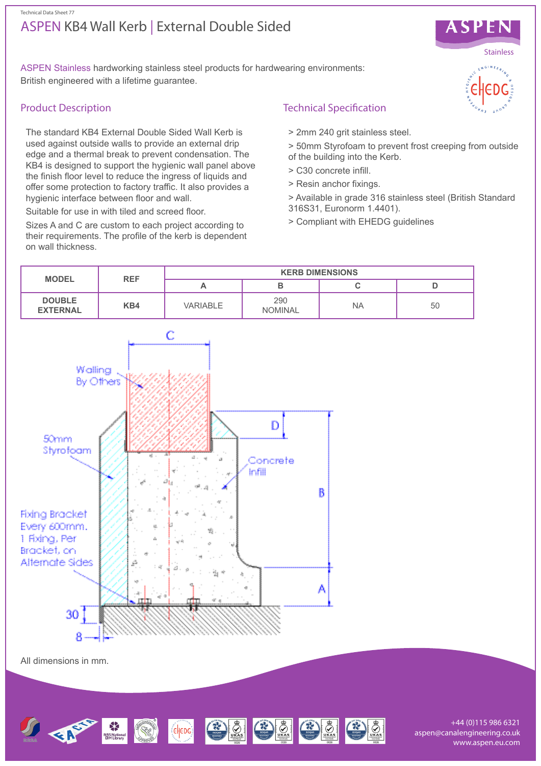Technical Data Sheet 77

# ASPEN KB4 Wall Kerb | External Double Sided

ASPEN Stainless hardworking stainless steel products for hardwearing environments: British engineered with a lifetime guarantee.

## Product Description

The standard KB4 External Double Sided Wall Kerb is used against outside walls to provide an external drip edge and a thermal break to prevent condensation. The KB4 is designed to support the hygienic wall panel above the finish floor level to reduce the ingress of liquids and offer some protection to factory traffic. It also provides a hygienic interface between floor and wall.

Suitable for use in with tiled and screed floor.

Sizes A and C are custom to each project according to their requirements. The profile of the kerb is dependent on wall thickness.

## Technical Specification

> 2mm 240 grit stainless steel.

> 50mm Styrofoam to prevent frost creeping from outside of the building into the Kerb.

> C30 concrete infill.

> Resin anchor fixings.

> Available in grade 316 stainless steel (British Standard 316S31, Euronorm 1.4401).

> Compliant with EHEDG guidelines

| MODEL | REF | KERB DIMENSIONS | | | |
|---|---|---|---|---|---|
| | | A | B | C | D |
| DOUBLE EXTERNAL | KB4 | VARIABLE | 290 NOMINAL | NA | 50 |

Walling By Others

50mm Styrofoam

Concrete Infill

Fixing Bracket Every 600mm. 1 Fixing, Per Bracket, on Alternate Sides

C D B A 30 8

All dimensions in mm.

+44 (0)115 986 6321
aspen@canalengineering.co.uk
www.aspen.eu.com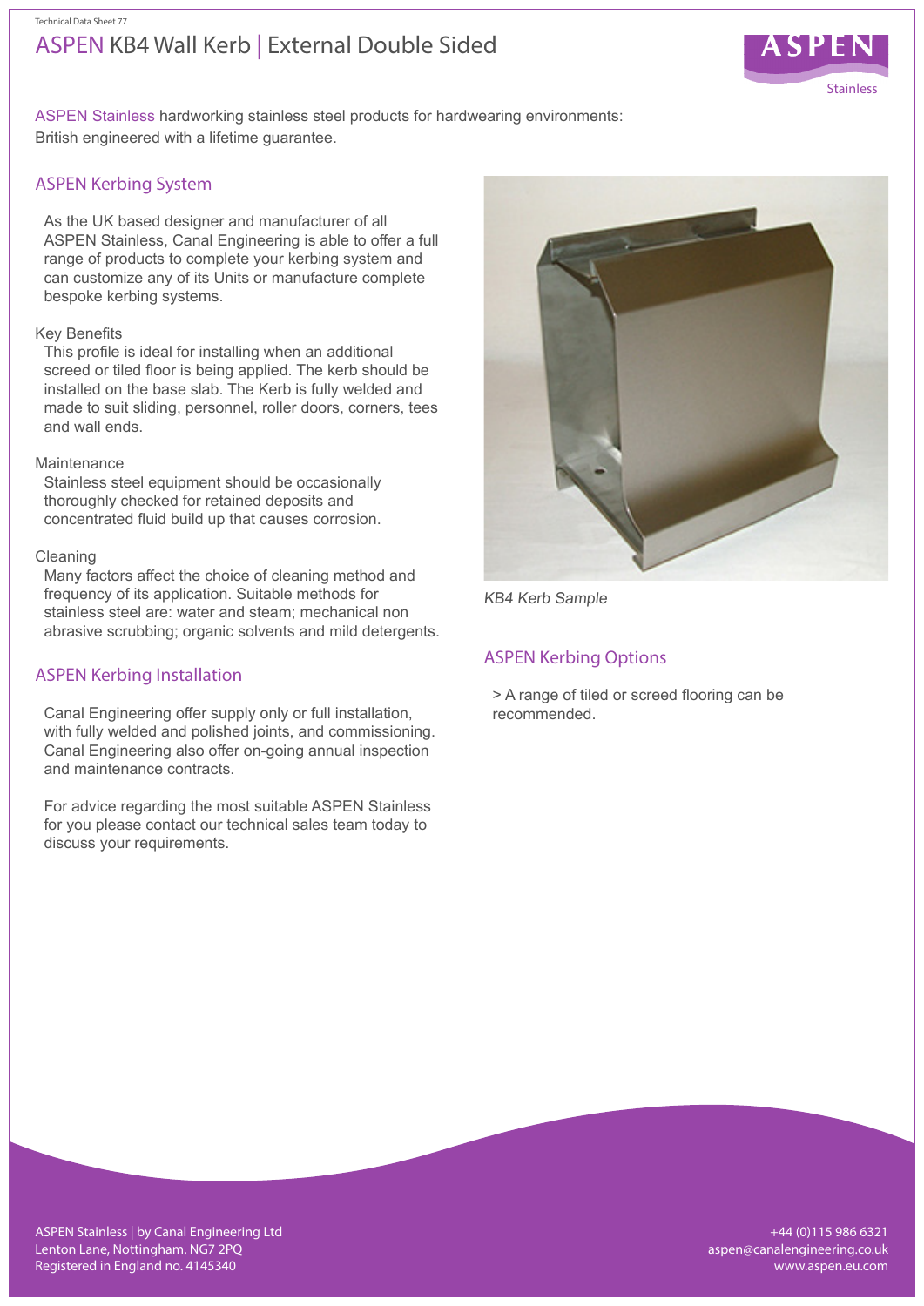Technical Data Sheet 77

# ASPEN KB4 Wall Kerb | External Double Sided

ASPEN Stainless hardworking stainless steel products for hardwearing environments: British engineered with a lifetime guarantee.

## ASPEN Kerbing System

As the UK based designer and manufacturer of all ASPEN Stainless, Canal Engineering is able to offer a full range of products to complete your kerbing system and can customize any of its Units or manufacture complete bespoke kerbing systems.

### Key Benefits

This profile is ideal for installing when an additional screed or tiled floor is being applied. The kerb should be installed on the base slab. The Kerb is fully welded and made to suit sliding, personnel, roller doors, corners, tees and wall ends.

### Maintenance

Stainless steel equipment should be occasionally thoroughly checked for retained deposits and concentrated fluid build up that causes corrosion.

### Cleaning

Many factors affect the choice of cleaning method and frequency of its application. Suitable methods for stainless steel are: water and steam; mechanical non abrasive scrubbing; organic solvents and mild detergents.

## ASPEN Kerbing Installation

Canal Engineering offer supply only or full installation, with fully welded and polished joints, and commissioning. Canal Engineering also offer on-going annual inspection and maintenance contracts.

For advice regarding the most suitable ASPEN Stainless for you please contact our technical sales team today to discuss your requirements.

*KB4 Kerb Sample*

## ASPEN Kerbing Options

> A range of tiled or screed flooring can be recommended.

ASPEN Stainless | by Canal Engineering Ltd
Lenton Lane, Nottingham. NG7 2PQ
Registered in England no. 4145340

+44 (0)115 986 6321
aspen@canalengineering.co.uk
www.aspen.eu.com